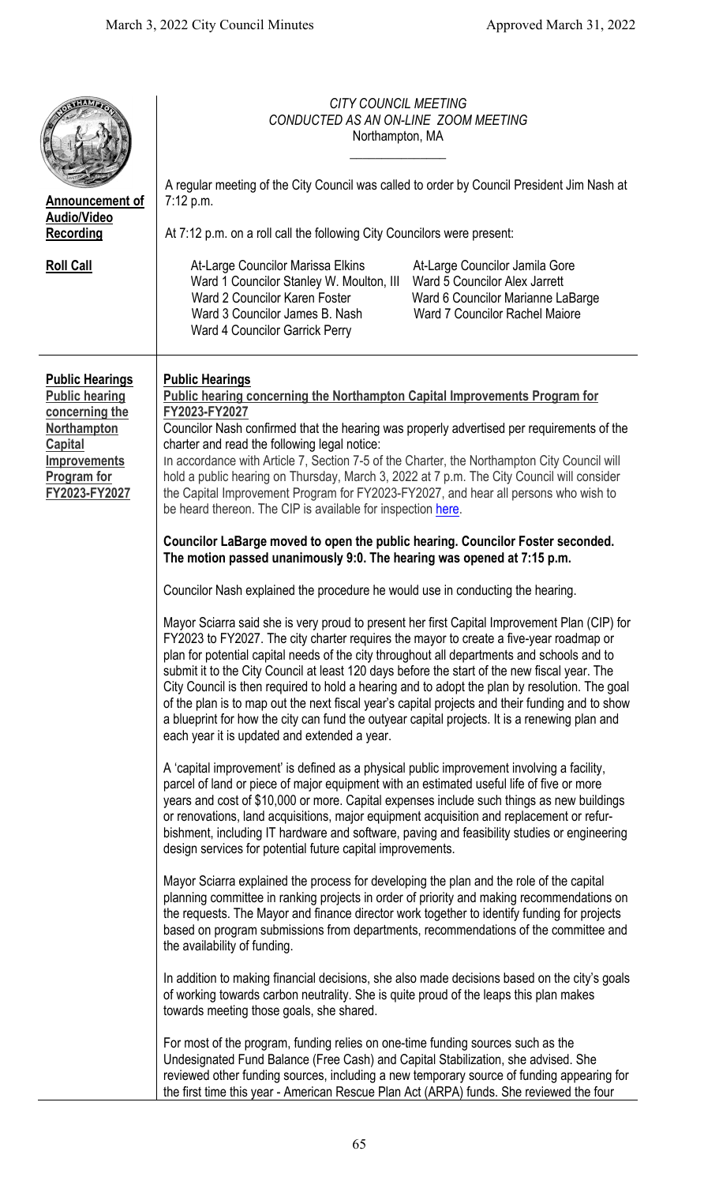*CITY COUNCIL MEETING*
*CONDUCTED AS AN ON-LINE ZOOM MEETING*
Northampton, MA

**Announcement of Audio/Video Recording**

A regular meeting of the City Council was called to order by Council President Jim Nash at 7:12 p.m.

**Roll Call**

At 7:12 p.m. on a roll call the following City Councilors were present:

- At-Large Councilor Marissa Elkins
- At-Large Councilor Jamila Gore
- Ward 1 Councilor Stanley W. Moulton, III
- Ward 5 Councilor Alex Jarrett
- Ward 2 Councilor Karen Foster
- Ward 6 Councilor Marianne LaBarge
- Ward 3 Councilor James B. Nash
- Ward 7 Councilor Rachel Maiore
- Ward 4 Councilor Garrick Perry

## Public Hearings

### Public hearing concerning the Northampton Capital Improvements Program for FY2023-FY2027

Councilor Nash confirmed that the hearing was properly advertised per requirements of the charter and read the following legal notice:

In accordance with Article 7, Section 7-5 of the Charter, the Northampton City Council will hold a public hearing on Thursday, March 3, 2022 at 7 p.m. The City Council will consider the Capital Improvement Program for FY2023-FY2027, and hear all persons who wish to be heard thereon. The CIP is available for inspection here.

**Councilor LaBarge moved to open the public hearing. Councilor Foster seconded. The motion passed unanimously 9:0. The hearing was opened at 7:15 p.m.**

Councilor Nash explained the procedure he would use in conducting the hearing.

Mayor Sciarra said she is very proud to present her first Capital Improvement Plan (CIP) for FY2023 to FY2027. The city charter requires the mayor to create a five-year roadmap or plan for potential capital needs of the city throughout all departments and schools and to submit it to the City Council at least 120 days before the start of the new fiscal year. The City Council is then required to hold a hearing and to adopt the plan by resolution. The goal of the plan is to map out the next fiscal year's capital projects and their funding and to show a blueprint for how the city can fund the outyear capital projects. It is a renewing plan and each year it is updated and extended a year.

A 'capital improvement' is defined as a physical public improvement involving a facility, parcel of land or piece of major equipment with an estimated useful life of five or more years and cost of $10,000 or more. Capital expenses include such things as new buildings or renovations, land acquisitions, major equipment acquisition and replacement or refurbishment, including IT hardware and software, paving and feasibility studies or engineering design services for potential future capital improvements.

Mayor Sciarra explained the process for developing the plan and the role of the capital planning committee in ranking projects in order of priority and making recommendations on the requests. The Mayor and finance director work together to identify funding for projects based on program submissions from departments, recommendations of the committee and the availability of funding.

In addition to making financial decisions, she also made decisions based on the city's goals of working towards carbon neutrality. She is quite proud of the leaps this plan makes towards meeting those goals, she shared.

For most of the program, funding relies on one-time funding sources such as the Undesignated Fund Balance (Free Cash) and Capital Stabilization, she advised. She reviewed other funding sources, including a new temporary source of funding appearing for the first time this year - American Rescue Plan Act (ARPA) funds. She reviewed the four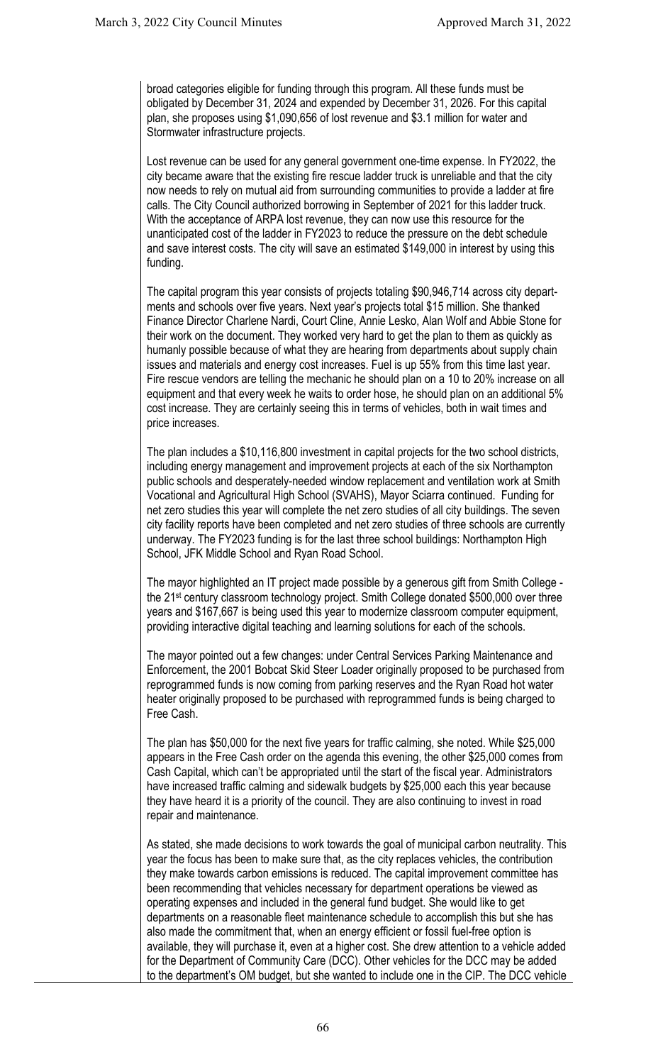broad categories eligible for funding through this program. All these funds must be obligated by December 31, 2024 and expended by December 31, 2026. For this capital plan, she proposes using $1,090,656 of lost revenue and $3.1 million for water and Stormwater infrastructure projects.

Lost revenue can be used for any general government one-time expense. In FY2022, the city became aware that the existing fire rescue ladder truck is unreliable and that the city now needs to rely on mutual aid from surrounding communities to provide a ladder at fire calls. The City Council authorized borrowing in September of 2021 for this ladder truck. With the acceptance of ARPA lost revenue, they can now use this resource for the unanticipated cost of the ladder in FY2023 to reduce the pressure on the debt schedule and save interest costs. The city will save an estimated $149,000 in interest by using this funding.

The capital program this year consists of projects totaling $90,946,714 across city departments and schools over five years. Next year's projects total $15 million. She thanked Finance Director Charlene Nardi, Court Cline, Annie Lesko, Alan Wolf and Abbie Stone for their work on the document. They worked very hard to get the plan to them as quickly as humanly possible because of what they are hearing from departments about supply chain issues and materials and energy cost increases. Fuel is up 55% from this time last year. Fire rescue vendors are telling the mechanic he should plan on a 10 to 20% increase on all equipment and that every week he waits to order hose, he should plan on an additional 5% cost increase. They are certainly seeing this in terms of vehicles, both in wait times and price increases.

The plan includes a $10,116,800 investment in capital projects for the two school districts, including energy management and improvement projects at each of the six Northampton public schools and desperately-needed window replacement and ventilation work at Smith Vocational and Agricultural High School (SVAHS), Mayor Sciarra continued. Funding for net zero studies this year will complete the net zero studies of all city buildings. The seven city facility reports have been completed and net zero studies of three schools are currently underway. The FY2023 funding is for the last three school buildings: Northampton High School, JFK Middle School and Ryan Road School.

The mayor highlighted an IT project made possible by a generous gift from Smith College - the 21st century classroom technology project. Smith College donated $500,000 over three years and $167,667 is being used this year to modernize classroom computer equipment, providing interactive digital teaching and learning solutions for each of the schools.

The mayor pointed out a few changes: under Central Services Parking Maintenance and Enforcement, the 2001 Bobcat Skid Steer Loader originally proposed to be purchased from reprogrammed funds is now coming from parking reserves and the Ryan Road hot water heater originally proposed to be purchased with reprogrammed funds is being charged to Free Cash.

The plan has $50,000 for the next five years for traffic calming, she noted. While $25,000 appears in the Free Cash order on the agenda this evening, the other $25,000 comes from Cash Capital, which can't be appropriated until the start of the fiscal year. Administrators have increased traffic calming and sidewalk budgets by $25,000 each this year because they have heard it is a priority of the council. They are also continuing to invest in road repair and maintenance.

As stated, she made decisions to work towards the goal of municipal carbon neutrality. This year the focus has been to make sure that, as the city replaces vehicles, the contribution they make towards carbon emissions is reduced. The capital improvement committee has been recommending that vehicles necessary for department operations be viewed as operating expenses and included in the general fund budget. She would like to get departments on a reasonable fleet maintenance schedule to accomplish this but she has also made the commitment that, when an energy efficient or fossil fuel-free option is available, they will purchase it, even at a higher cost. She drew attention to a vehicle added for the Department of Community Care (DCC). Other vehicles for the DCC may be added to the department's OM budget, but she wanted to include one in the CIP. The DCC vehicle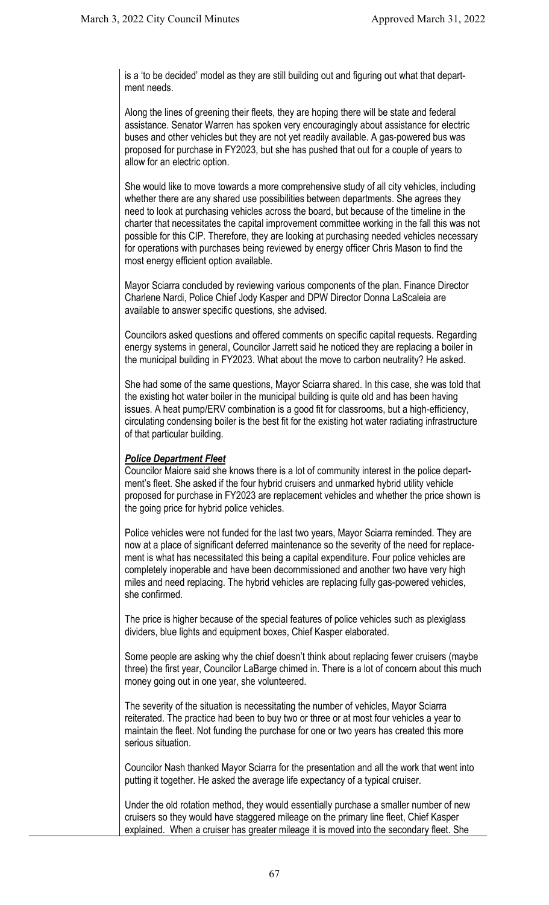is a 'to be decided' model as they are still building out and figuring out what that department needs.

Along the lines of greening their fleets, they are hoping there will be state and federal assistance. Senator Warren has spoken very encouragingly about assistance for electric buses and other vehicles but they are not yet readily available. A gas-powered bus was proposed for purchase in FY2023, but she has pushed that out for a couple of years to allow for an electric option.

She would like to move towards a more comprehensive study of all city vehicles, including whether there are any shared use possibilities between departments. She agrees they need to look at purchasing vehicles across the board, but because of the timeline in the charter that necessitates the capital improvement committee working in the fall this was not possible for this CIP. Therefore, they are looking at purchasing needed vehicles necessary for operations with purchases being reviewed by energy officer Chris Mason to find the most energy efficient option available.

Mayor Sciarra concluded by reviewing various components of the plan. Finance Director Charlene Nardi, Police Chief Jody Kasper and DPW Director Donna LaScaleia are available to answer specific questions, she advised.

Councilors asked questions and offered comments on specific capital requests. Regarding energy systems in general, Councilor Jarrett said he noticed they are replacing a boiler in the municipal building in FY2023. What about the move to carbon neutrality? He asked.

She had some of the same questions, Mayor Sciarra shared. In this case, she was told that the existing hot water boiler in the municipal building is quite old and has been having issues. A heat pump/ERV combination is a good fit for classrooms, but a high-efficiency, circulating condensing boiler is the best fit for the existing hot water radiating infrastructure of that particular building.

***Police Department Fleet***

Councilor Maiore said she knows there is a lot of community interest in the police department's fleet. She asked if the four hybrid cruisers and unmarked hybrid utility vehicle proposed for purchase in FY2023 are replacement vehicles and whether the price shown is the going price for hybrid police vehicles.

Police vehicles were not funded for the last two years, Mayor Sciarra reminded. They are now at a place of significant deferred maintenance so the severity of the need for replacement is what has necessitated this being a capital expenditure. Four police vehicles are completely inoperable and have been decommissioned and another two have very high miles and need replacing. The hybrid vehicles are replacing fully gas-powered vehicles, she confirmed.

The price is higher because of the special features of police vehicles such as plexiglass dividers, blue lights and equipment boxes, Chief Kasper elaborated.

Some people are asking why the chief doesn't think about replacing fewer cruisers (maybe three) the first year, Councilor LaBarge chimed in. There is a lot of concern about this much money going out in one year, she volunteered.

The severity of the situation is necessitating the number of vehicles, Mayor Sciarra reiterated. The practice had been to buy two or three or at most four vehicles a year to maintain the fleet. Not funding the purchase for one or two years has created this more serious situation.

Councilor Nash thanked Mayor Sciarra for the presentation and all the work that went into putting it together. He asked the average life expectancy of a typical cruiser.

Under the old rotation method, they would essentially purchase a smaller number of new cruisers so they would have staggered mileage on the primary line fleet, Chief Kasper explained. When a cruiser has greater mileage it is moved into the secondary fleet. She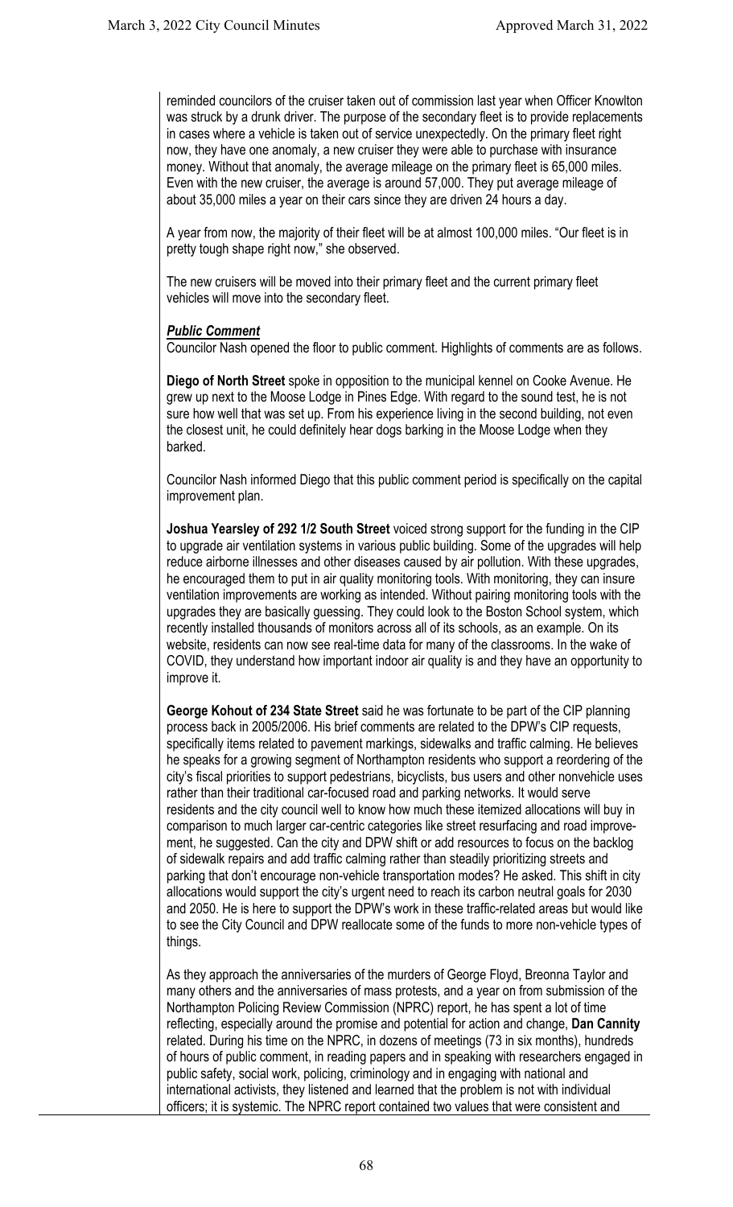reminded councilors of the cruiser taken out of commission last year when Officer Knowlton was struck by a drunk driver. The purpose of the secondary fleet is to provide replacements in cases where a vehicle is taken out of service unexpectedly. On the primary fleet right now, they have one anomaly, a new cruiser they were able to purchase with insurance money. Without that anomaly, the average mileage on the primary fleet is 65,000 miles. Even with the new cruiser, the average is around 57,000. They put average mileage of about 35,000 miles a year on their cars since they are driven 24 hours a day.

A year from now, the majority of their fleet will be at almost 100,000 miles. "Our fleet is in pretty tough shape right now," she observed.

The new cruisers will be moved into their primary fleet and the current primary fleet vehicles will move into the secondary fleet.

***Public Comment***

Councilor Nash opened the floor to public comment. Highlights of comments are as follows.

**Diego of North Street** spoke in opposition to the municipal kennel on Cooke Avenue. He grew up next to the Moose Lodge in Pines Edge. With regard to the sound test, he is not sure how well that was set up. From his experience living in the second building, not even the closest unit, he could definitely hear dogs barking in the Moose Lodge when they barked.

Councilor Nash informed Diego that this public comment period is specifically on the capital improvement plan.

**Joshua Yearsley of 292 1/2 South Street** voiced strong support for the funding in the CIP to upgrade air ventilation systems in various public building. Some of the upgrades will help reduce airborne illnesses and other diseases caused by air pollution. With these upgrades, he encouraged them to put in air quality monitoring tools. With monitoring, they can insure ventilation improvements are working as intended. Without pairing monitoring tools with the upgrades they are basically guessing. They could look to the Boston School system, which recently installed thousands of monitors across all of its schools, as an example. On its website, residents can now see real-time data for many of the classrooms. In the wake of COVID, they understand how important indoor air quality is and they have an opportunity to improve it.

**George Kohout of 234 State Street** said he was fortunate to be part of the CIP planning process back in 2005/2006. His brief comments are related to the DPW's CIP requests, specifically items related to pavement markings, sidewalks and traffic calming. He believes he speaks for a growing segment of Northampton residents who support a reordering of the city's fiscal priorities to support pedestrians, bicyclists, bus users and other nonvehicle uses rather than their traditional car-focused road and parking networks. It would serve residents and the city council well to know how much these itemized allocations will buy in comparison to much larger car-centric categories like street resurfacing and road improvement, he suggested. Can the city and DPW shift or add resources to focus on the backlog of sidewalk repairs and add traffic calming rather than steadily prioritizing streets and parking that don't encourage non-vehicle transportation modes? He asked. This shift in city allocations would support the city's urgent need to reach its carbon neutral goals for 2030 and 2050. He is here to support the DPW's work in these traffic-related areas but would like to see the City Council and DPW reallocate some of the funds to more non-vehicle types of things.

As they approach the anniversaries of the murders of George Floyd, Breonna Taylor and many others and the anniversaries of mass protests, and a year on from submission of the Northampton Policing Review Commission (NPRC) report, he has spent a lot of time reflecting, especially around the promise and potential for action and change, **Dan Cannity** related. During his time on the NPRC, in dozens of meetings (73 in six months), hundreds of hours of public comment, in reading papers and in speaking with researchers engaged in public safety, social work, policing, criminology and in engaging with national and international activists, they listened and learned that the problem is not with individual officers; it is systemic. The NPRC report contained two values that were consistent and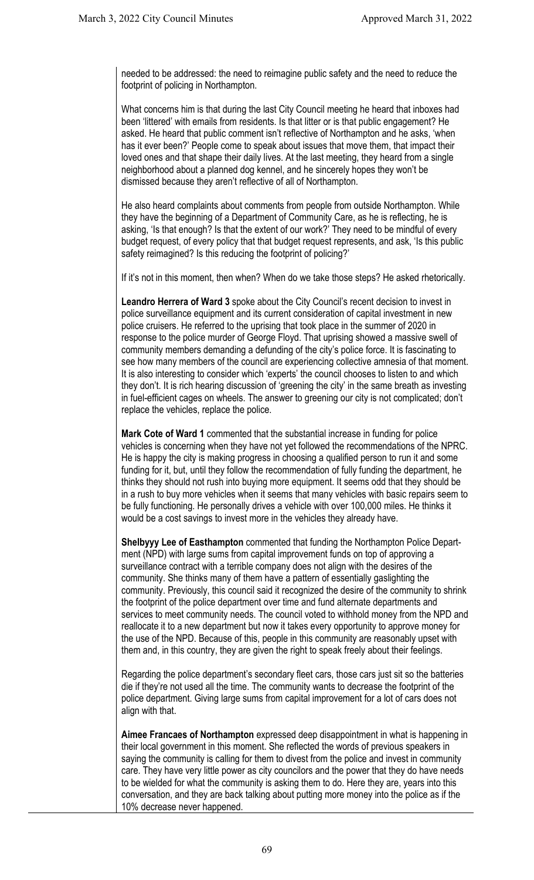needed to be addressed: the need to reimagine public safety and the need to reduce the footprint of policing in Northampton.

What concerns him is that during the last City Council meeting he heard that inboxes had been 'littered' with emails from residents. Is that litter or is that public engagement? He asked. He heard that public comment isn't reflective of Northampton and he asks, 'when has it ever been?' People come to speak about issues that move them, that impact their loved ones and that shape their daily lives. At the last meeting, they heard from a single neighborhood about a planned dog kennel, and he sincerely hopes they won't be dismissed because they aren't reflective of all of Northampton.

He also heard complaints about comments from people from outside Northampton. While they have the beginning of a Department of Community Care, as he is reflecting, he is asking, 'Is that enough? Is that the extent of our work?' They need to be mindful of every budget request, of every policy that that budget request represents, and ask, 'Is this public safety reimagined? Is this reducing the footprint of policing?'

If it's not in this moment, then when? When do we take those steps? He asked rhetorically.

**Leandro Herrera of Ward 3** spoke about the City Council's recent decision to invest in police surveillance equipment and its current consideration of capital investment in new police cruisers. He referred to the uprising that took place in the summer of 2020 in response to the police murder of George Floyd. That uprising showed a massive swell of community members demanding a defunding of the city's police force. It is fascinating to see how many members of the council are experiencing collective amnesia of that moment. It is also interesting to consider which 'experts' the council chooses to listen to and which they don't. It is rich hearing discussion of 'greening the city' in the same breath as investing in fuel-efficient cages on wheels. The answer to greening our city is not complicated; don't replace the vehicles, replace the police.

**Mark Cote of Ward 1** commented that the substantial increase in funding for police vehicles is concerning when they have not yet followed the recommendations of the NPRC. He is happy the city is making progress in choosing a qualified person to run it and some funding for it, but, until they follow the recommendation of fully funding the department, he thinks they should not rush into buying more equipment. It seems odd that they should be in a rush to buy more vehicles when it seems that many vehicles with basic repairs seem to be fully functioning. He personally drives a vehicle with over 100,000 miles. He thinks it would be a cost savings to invest more in the vehicles they already have.

**Shelbyyy Lee of Easthampton** commented that funding the Northampton Police Department (NPD) with large sums from capital improvement funds on top of approving a surveillance contract with a terrible company does not align with the desires of the community. She thinks many of them have a pattern of essentially gaslighting the community. Previously, this council said it recognized the desire of the community to shrink the footprint of the police department over time and fund alternate departments and services to meet community needs. The council voted to withhold money from the NPD and reallocate it to a new department but now it takes every opportunity to approve money for the use of the NPD. Because of this, people in this community are reasonably upset with them and, in this country, they are given the right to speak freely about their feelings.

Regarding the police department's secondary fleet cars, those cars just sit so the batteries die if they're not used all the time. The community wants to decrease the footprint of the police department. Giving large sums from capital improvement for a lot of cars does not align with that.

**Aimee Francaes of Northampton** expressed deep disappointment in what is happening in their local government in this moment. She reflected the words of previous speakers in saying the community is calling for them to divest from the police and invest in community care. They have very little power as city councilors and the power that they do have needs to be wielded for what the community is asking them to do. Here they are, years into this conversation, and they are back talking about putting more money into the police as if the 10% decrease never happened.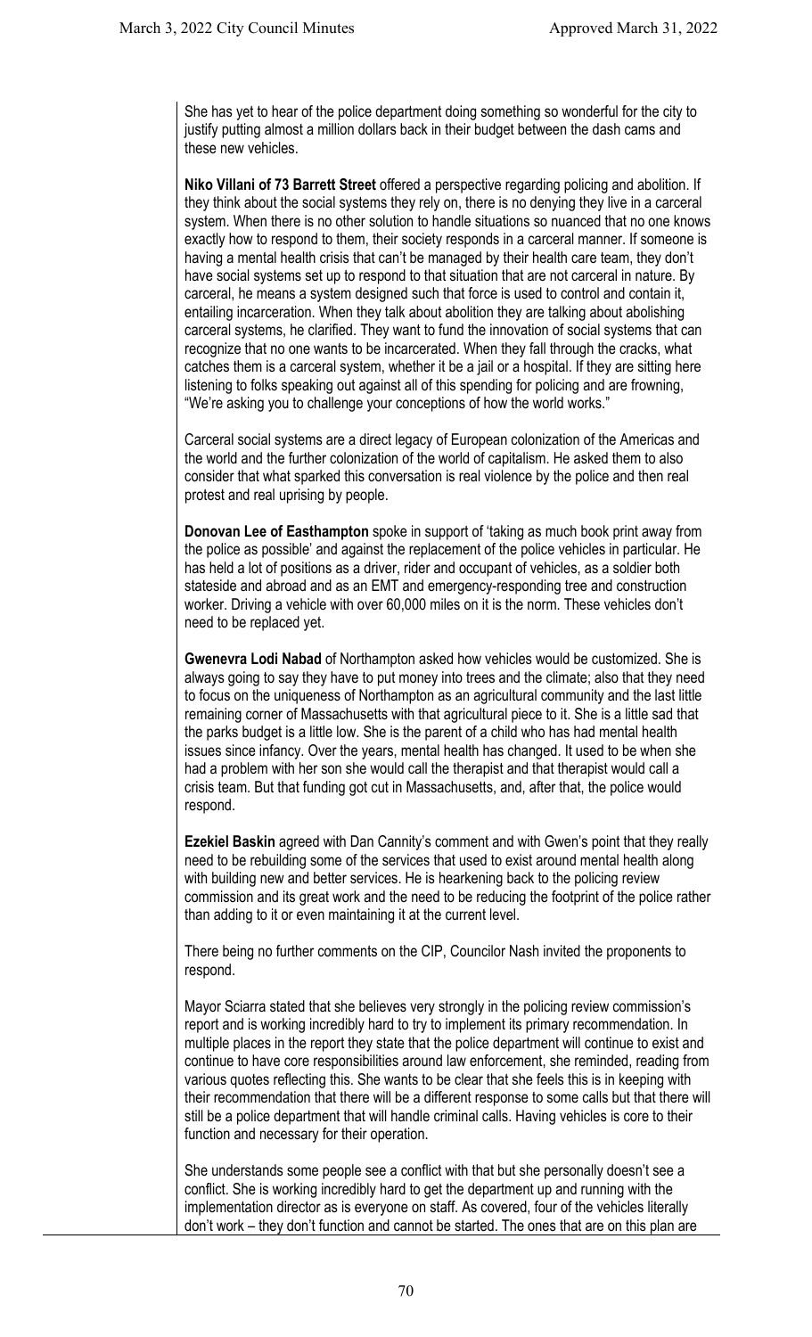She has yet to hear of the police department doing something so wonderful for the city to justify putting almost a million dollars back in their budget between the dash cams and these new vehicles.

**Niko Villani of 73 Barrett Street** offered a perspective regarding policing and abolition. If they think about the social systems they rely on, there is no denying they live in a carceral system. When there is no other solution to handle situations so nuanced that no one knows exactly how to respond to them, their society responds in a carceral manner. If someone is having a mental health crisis that can't be managed by their health care team, they don't have social systems set up to respond to that situation that are not carceral in nature. By carceral, he means a system designed such that force is used to control and contain it, entailing incarceration. When they talk about abolition they are talking about abolishing carceral systems, he clarified. They want to fund the innovation of social systems that can recognize that no one wants to be incarcerated. When they fall through the cracks, what catches them is a carceral system, whether it be a jail or a hospital. If they are sitting here listening to folks speaking out against all of this spending for policing and are frowning, "We're asking you to challenge your conceptions of how the world works."

Carceral social systems are a direct legacy of European colonization of the Americas and the world and the further colonization of the world of capitalism. He asked them to also consider that what sparked this conversation is real violence by the police and then real protest and real uprising by people.

**Donovan Lee of Easthampton** spoke in support of 'taking as much book print away from the police as possible' and against the replacement of the police vehicles in particular. He has held a lot of positions as a driver, rider and occupant of vehicles, as a soldier both stateside and abroad and as an EMT and emergency-responding tree and construction worker. Driving a vehicle with over 60,000 miles on it is the norm. These vehicles don't need to be replaced yet.

**Gwenevra Lodi Nabad** of Northampton asked how vehicles would be customized. She is always going to say they have to put money into trees and the climate; also that they need to focus on the uniqueness of Northampton as an agricultural community and the last little remaining corner of Massachusetts with that agricultural piece to it. She is a little sad that the parks budget is a little low. She is the parent of a child who has had mental health issues since infancy. Over the years, mental health has changed. It used to be when she had a problem with her son she would call the therapist and that therapist would call a crisis team. But that funding got cut in Massachusetts, and, after that, the police would respond.

**Ezekiel Baskin** agreed with Dan Cannity's comment and with Gwen's point that they really need to be rebuilding some of the services that used to exist around mental health along with building new and better services. He is hearkening back to the policing review commission and its great work and the need to be reducing the footprint of the police rather than adding to it or even maintaining it at the current level.

There being no further comments on the CIP, Councilor Nash invited the proponents to respond.

Mayor Sciarra stated that she believes very strongly in the policing review commission's report and is working incredibly hard to try to implement its primary recommendation. In multiple places in the report they state that the police department will continue to exist and continue to have core responsibilities around law enforcement, she reminded, reading from various quotes reflecting this. She wants to be clear that she feels this is in keeping with their recommendation that there will be a different response to some calls but that there will still be a police department that will handle criminal calls. Having vehicles is core to their function and necessary for their operation.

She understands some people see a conflict with that but she personally doesn't see a conflict. She is working incredibly hard to get the department up and running with the implementation director as is everyone on staff. As covered, four of the vehicles literally don't work – they don't function and cannot be started. The ones that are on this plan are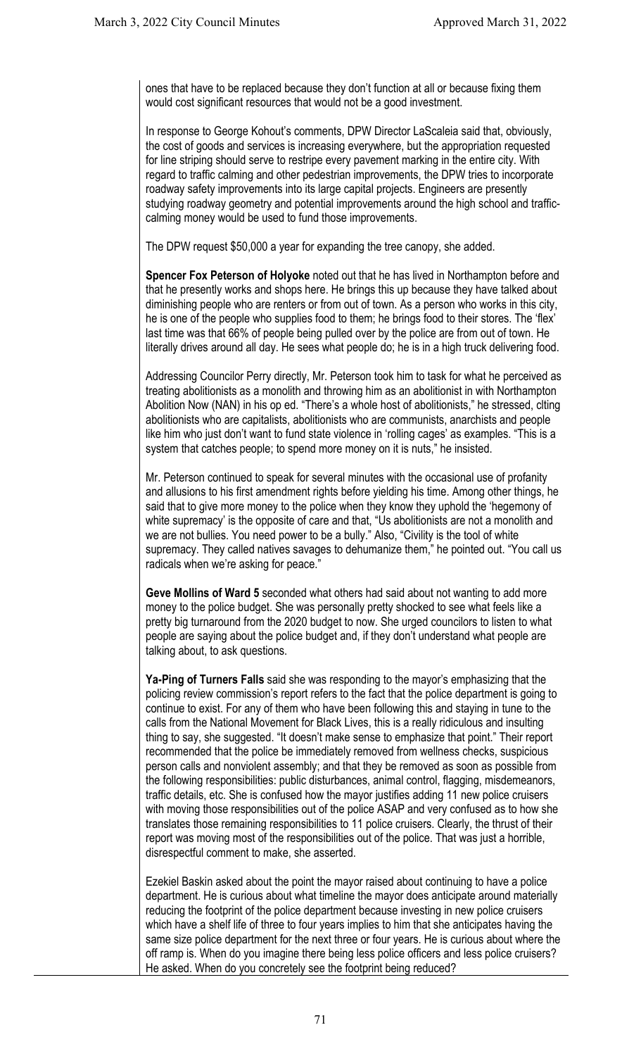ones that have to be replaced because they don't function at all or because fixing them would cost significant resources that would not be a good investment.

In response to George Kohout's comments, DPW Director LaScaleia said that, obviously, the cost of goods and services is increasing everywhere, but the appropriation requested for line striping should serve to restripe every pavement marking in the entire city. With regard to traffic calming and other pedestrian improvements, the DPW tries to incorporate roadway safety improvements into its large capital projects. Engineers are presently studying roadway geometry and potential improvements around the high school and traffic-calming money would be used to fund those improvements.

The DPW request $50,000 a year for expanding the tree canopy, she added.

**Spencer Fox Peterson of Holyoke** noted out that he has lived in Northampton before and that he presently works and shops here. He brings this up because they have talked about diminishing people who are renters or from out of town. As a person who works in this city, he is one of the people who supplies food to them; he brings food to their stores. The 'flex' last time was that 66% of people being pulled over by the police are from out of town. He literally drives around all day. He sees what people do; he is in a high truck delivering food.

Addressing Councilor Perry directly, Mr. Peterson took him to task for what he perceived as treating abolitionists as a monolith and throwing him as an abolitionist in with Northampton Abolition Now (NAN) in his op ed. "There's a whole host of abolitionists," he stressed, clting abolitionists who are capitalists, abolitionists who are communists, anarchists and people like him who just don't want to fund state violence in 'rolling cages' as examples. "This is a system that catches people; to spend more money on it is nuts," he insisted.

Mr. Peterson continued to speak for several minutes with the occasional use of profanity and allusions to his first amendment rights before yielding his time. Among other things, he said that to give more money to the police when they know they uphold the 'hegemony of white supremacy' is the opposite of care and that, "Us abolitionists are not a monolith and we are not bullies. You need power to be a bully." Also, "Civility is the tool of white supremacy. They called natives savages to dehumanize them," he pointed out. "You call us radicals when we're asking for peace."

**Geve Mollins of Ward 5** seconded what others had said about not wanting to add more money to the police budget. She was personally pretty shocked to see what feels like a pretty big turnaround from the 2020 budget to now. She urged councilors to listen to what people are saying about the police budget and, if they don't understand what people are talking about, to ask questions.

**Ya-Ping of Turners Falls** said she was responding to the mayor's emphasizing that the policing review commission's report refers to the fact that the police department is going to continue to exist. For any of them who have been following this and staying in tune to the calls from the National Movement for Black Lives, this is a really ridiculous and insulting thing to say, she suggested. "It doesn't make sense to emphasize that point." Their report recommended that the police be immediately removed from wellness checks, suspicious person calls and nonviolent assembly; and that they be removed as soon as possible from the following responsibilities: public disturbances, animal control, flagging, misdemeanors, traffic details, etc. She is confused how the mayor justifies adding 11 new police cruisers with moving those responsibilities out of the police ASAP and very confused as to how she translates those remaining responsibilities to 11 police cruisers. Clearly, the thrust of their report was moving most of the responsibilities out of the police. That was just a horrible, disrespectful comment to make, she asserted.

Ezekiel Baskin asked about the point the mayor raised about continuing to have a police department. He is curious about what timeline the mayor does anticipate around materially reducing the footprint of the police department because investing in new police cruisers which have a shelf life of three to four years implies to him that she anticipates having the same size police department for the next three or four years. He is curious about where the off ramp is. When do you imagine there being less police officers and less police cruisers? He asked. When do you concretely see the footprint being reduced?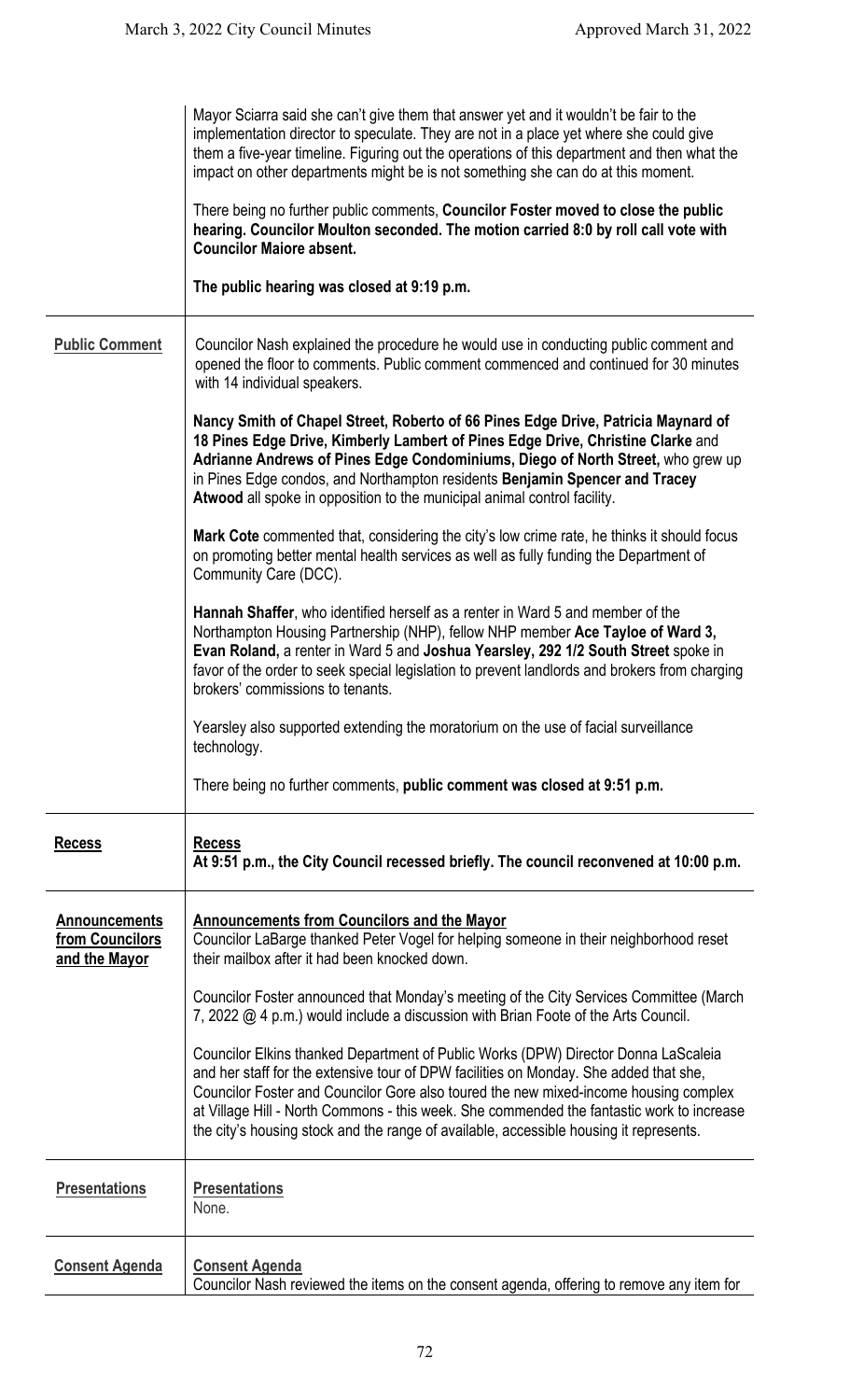Mayor Sciarra said she can't give them that answer yet and it wouldn't be fair to the implementation director to speculate. They are not in a place yet where she could give them a five-year timeline. Figuring out the operations of this department and then what the impact on other departments might be is not something she can do at this moment.

There being no further public comments, **Councilor Foster moved to close the public hearing. Councilor Moulton seconded. The motion carried 8:0 by roll call vote with Councilor Maiore absent.**

**The public hearing was closed at 9:19 p.m.**

## Public Comment

Councilor Nash explained the procedure he would use in conducting public comment and opened the floor to comments. Public comment commenced and continued for 30 minutes with 14 individual speakers.

**Nancy Smith of Chapel Street, Roberto of 66 Pines Edge Drive, Patricia Maynard of 18 Pines Edge Drive, Kimberly Lambert of Pines Edge Drive, Christine Clarke** and **Adrianne Andrews of Pines Edge Condominiums, Diego of North Street,** who grew up in Pines Edge condos, and Northampton residents **Benjamin Spencer and Tracey Atwood** all spoke in opposition to the municipal animal control facility.

**Mark Cote** commented that, considering the city's low crime rate, he thinks it should focus on promoting better mental health services as well as fully funding the Department of Community Care (DCC).

**Hannah Shaffer**, who identified herself as a renter in Ward 5 and member of the Northampton Housing Partnership (NHP), fellow NHP member **Ace Tayloe of Ward 3, Evan Roland,** a renter in Ward 5 and **Joshua Yearsley, 292 1/2 South Street** spoke in favor of the order to seek special legislation to prevent landlords and brokers from charging brokers' commissions to tenants.

Yearsley also supported extending the moratorium on the use of facial surveillance technology.

There being no further comments, **public comment was closed at 9:51 p.m.**

## Recess

**Recess**

**At 9:51 p.m., the City Council recessed briefly. The council reconvened at 10:00 p.m.**

## Announcements from Councilors and the Mayor

**Announcements from Councilors and the Mayor**

Councilor LaBarge thanked Peter Vogel for helping someone in their neighborhood reset their mailbox after it had been knocked down.

Councilor Foster announced that Monday's meeting of the City Services Committee (March 7, 2022 @ 4 p.m.) would include a discussion with Brian Foote of the Arts Council.

Councilor Elkins thanked Department of Public Works (DPW) Director Donna LaScaleia and her staff for the extensive tour of DPW facilities on Monday. She added that she, Councilor Foster and Councilor Gore also toured the new mixed-income housing complex at Village Hill - North Commons - this week. She commended the fantastic work to increase the city's housing stock and the range of available, accessible housing it represents.

## Presentations

**Presentations**

None.

## Consent Agenda

**Consent Agenda**

Councilor Nash reviewed the items on the consent agenda, offering to remove any item for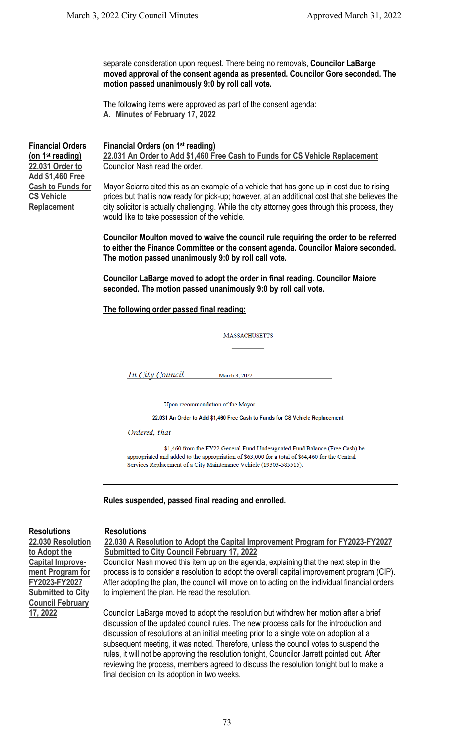separate consideration upon request. There being no removals, **Councilor LaBarge moved approval of the consent agenda as presented. Councilor Gore seconded. The motion passed unanimously 9:0 by roll call vote.**

The following items were approved as part of the consent agenda:

**A. Minutes of February 17, 2022**

---

**Financial Orders (on 1st reading) 22.031 Order to Add $1,460 Free Cash to Funds for CS Vehicle Replacement**

**Financial Orders (on 1st reading)**

**22.031 An Order to Add $1,460 Free Cash to Funds for CS Vehicle Replacement**

Councilor Nash read the order.

Mayor Sciarra cited this as an example of a vehicle that has gone up in cost due to rising prices but that is now ready for pick-up; however, at an additional cost that she believes the city solicitor is actually challenging. While the city attorney goes through this process, they would like to take possession of the vehicle.

**Councilor Moulton moved to waive the council rule requiring the order to be referred to either the Finance Committee or the consent agenda. Councilor Maiore seconded. The motion passed unanimously 9:0 by roll call vote.**

**Councilor LaBarge moved to adopt the order in final reading. Councilor Maiore seconded. The motion passed unanimously 9:0 by roll call vote.**

**The following order passed final reading:**

MASSACHUSETTS

*In City Council* March 3, 2022

Upon recommendation of the Mayor

**22.031 An Order to Add $1,460 Free Cash to Funds for CS Vehicle Replacement**

*Ordered, that*

$1,460 from the FY22 General Fund Undesignated Fund Balance (Free Cash) be appropriated and added to the appropriation of $63,000 for a total of $64,460 for the Central Services Replacement of a City Maintenance Vehicle (19303-585515).

**Rules suspended, passed final reading and enrolled.**

---

**Resolutions 22.030 Resolution to Adopt the Capital Improvement Program for FY2023-FY2027 Submitted to City Council February 17, 2022**

**Resolutions**

**22.030 A Resolution to Adopt the Capital Improvement Program for FY2023-FY2027 Submitted to City Council February 17, 2022**

Councilor Nash moved this item up on the agenda, explaining that the next step in the process is to consider a resolution to adopt the overall capital improvement program (CIP). After adopting the plan, the council will move on to acting on the individual financial orders to implement the plan. He read the resolution.

Councilor LaBarge moved to adopt the resolution but withdrew her motion after a brief discussion of the updated council rules. The new process calls for the introduction and discussion of resolutions at an initial meeting prior to a single vote on adoption at a subsequent meeting, it was noted. Therefore, unless the council votes to suspend the rules, it will not be approving the resolution tonight, Councilor Jarrett pointed out. After reviewing the process, members agreed to discuss the resolution tonight but to make a final decision on its adoption in two weeks.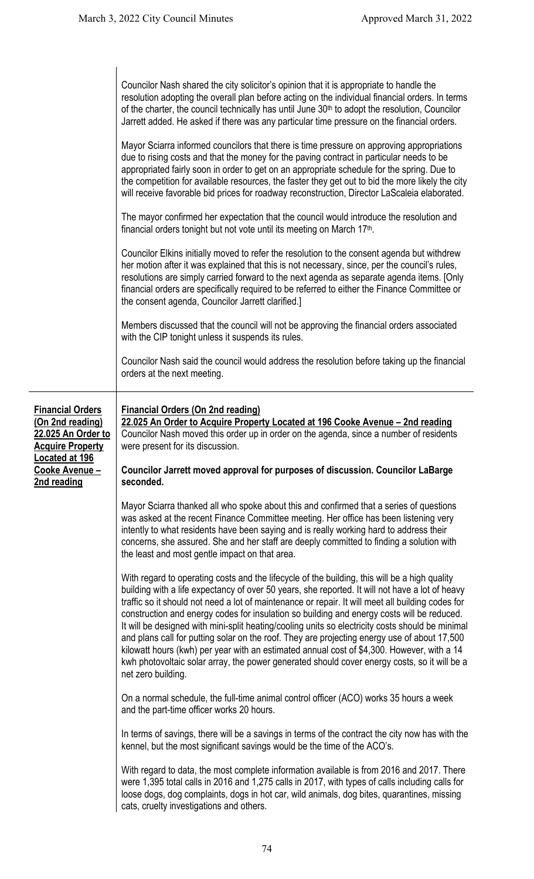Councilor Nash shared the city solicitor's opinion that it is appropriate to handle the resolution adopting the overall plan before acting on the individual financial orders. In terms of the charter, the council technically has until June 30th to adopt the resolution, Councilor Jarrett added. He asked if there was any particular time pressure on the financial orders.

Mayor Sciarra informed councilors that there is time pressure on approving appropriations due to rising costs and that the money for the paving contract in particular needs to be appropriated fairly soon in order to get on an appropriate schedule for the spring. Due to the competition for available resources, the faster they get out to bid the more likely the city will receive favorable bid prices for roadway reconstruction, Director LaScaleia elaborated.

The mayor confirmed her expectation that the council would introduce the resolution and financial orders tonight but not vote until its meeting on March 17th.

Councilor Elkins initially moved to refer the resolution to the consent agenda but withdrew her motion after it was explained that this is not necessary, since, per the council's rules, resolutions are simply carried forward to the next agenda as separate agenda items. [Only financial orders are specifically required to be referred to either the Finance Committee or the consent agenda, Councilor Jarrett clarified.]

Members discussed that the council will not be approving the financial orders associated with the CIP tonight unless it suspends its rules.

Councilor Nash said the council would address the resolution before taking up the financial orders at the next meeting.

---

**Financial Orders (On 2nd reading) 22.025 An Order to Acquire Property Located at 196 Cooke Avenue – 2nd reading**

**Financial Orders (On 2nd reading)**

**22.025 An Order to Acquire Property Located at 196 Cooke Avenue – 2nd reading**

Councilor Nash moved this order up in order on the agenda, since a number of residents were present for its discussion.

**Councilor Jarrett moved approval for purposes of discussion. Councilor LaBarge seconded.**

Mayor Sciarra thanked all who spoke about this and confirmed that a series of questions was asked at the recent Finance Committee meeting. Her office has been listening very intently to what residents have been saying and is really working hard to address their concerns, she assured. She and her staff are deeply committed to finding a solution with the least and most gentle impact on that area.

With regard to operating costs and the lifecycle of the building, this will be a high quality building with a life expectancy of over 50 years, she reported. It will not have a lot of heavy traffic so it should not need a lot of maintenance or repair. It will meet all building codes for construction and energy codes for insulation so building and energy costs will be reduced. It will be designed with mini-split heating/cooling units so electricity costs should be minimal and plans call for putting solar on the roof. They are projecting energy use of about 17,500 kilowatt hours (kwh) per year with an estimated annual cost of $4,300. However, with a 14 kwh photovoltaic solar array, the power generated should cover energy costs, so it will be a net zero building.

On a normal schedule, the full-time animal control officer (ACO) works 35 hours a week and the part-time officer works 20 hours.

In terms of savings, there will be a savings in terms of the contract the city now has with the kennel, but the most significant savings would be the time of the ACO's.

With regard to data, the most complete information available is from 2016 and 2017. There were 1,395 total calls in 2016 and 1,275 calls in 2017, with types of calls including calls for loose dogs, dog complaints, dogs in hot car, wild animals, dog bites, quarantines, missing cats, cruelty investigations and others.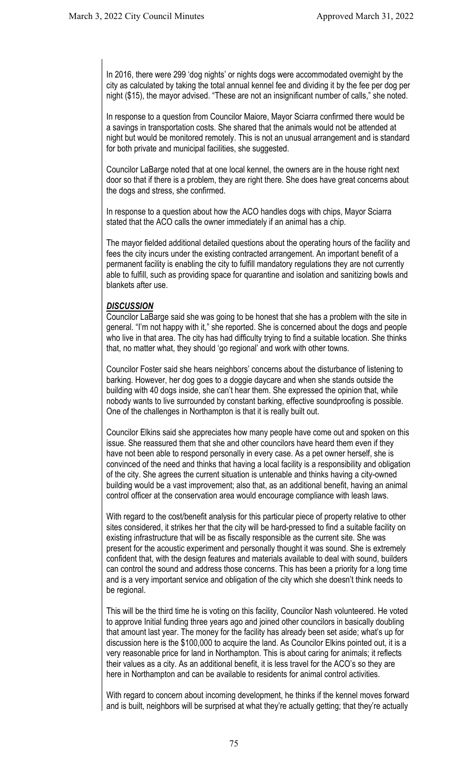In 2016, there were 299 'dog nights' or nights dogs were accommodated overnight by the city as calculated by taking the total annual kennel fee and dividing it by the fee per dog per night ($15), the mayor advised. "These are not an insignificant number of calls," she noted.

In response to a question from Councilor Maiore, Mayor Sciarra confirmed there would be a savings in transportation costs. She shared that the animals would not be attended at night but would be monitored remotely. This is not an unusual arrangement and is standard for both private and municipal facilities, she suggested.

Councilor LaBarge noted that at one local kennel, the owners are in the house right next door so that if there is a problem, they are right there. She does have great concerns about the dogs and stress, she confirmed.

In response to a question about how the ACO handles dogs with chips, Mayor Sciarra stated that the ACO calls the owner immediately if an animal has a chip.

The mayor fielded additional detailed questions about the operating hours of the facility and fees the city incurs under the existing contracted arrangement. An important benefit of a permanent facility is enabling the city to fulfill mandatory regulations they are not currently able to fulfill, such as providing space for quarantine and isolation and sanitizing bowls and blankets after use.

***DISCUSSION***

Councilor LaBarge said she was going to be honest that she has a problem with the site in general. "I'm not happy with it," she reported. She is concerned about the dogs and people who live in that area. The city has had difficulty trying to find a suitable location. She thinks that, no matter what, they should 'go regional' and work with other towns.

Councilor Foster said she hears neighbors' concerns about the disturbance of listening to barking. However, her dog goes to a doggie daycare and when she stands outside the building with 40 dogs inside, she can't hear them. She expressed the opinion that, while nobody wants to live surrounded by constant barking, effective soundproofing is possible. One of the challenges in Northampton is that it is really built out.

Councilor Elkins said she appreciates how many people have come out and spoken on this issue. She reassured them that she and other councilors have heard them even if they have not been able to respond personally in every case. As a pet owner herself, she is convinced of the need and thinks that having a local facility is a responsibility and obligation of the city. She agrees the current situation is untenable and thinks having a city-owned building would be a vast improvement; also that, as an additional benefit, having an animal control officer at the conservation area would encourage compliance with leash laws.

With regard to the cost/benefit analysis for this particular piece of property relative to other sites considered, it strikes her that the city will be hard-pressed to find a suitable facility on existing infrastructure that will be as fiscally responsible as the current site. She was present for the acoustic experiment and personally thought it was sound. She is extremely confident that, with the design features and materials available to deal with sound, builders can control the sound and address those concerns. This has been a priority for a long time and is a very important service and obligation of the city which she doesn't think needs to be regional.

This will be the third time he is voting on this facility, Councilor Nash volunteered. He voted to approve Initial funding three years ago and joined other councilors in basically doubling that amount last year. The money for the facility has already been set aside; what's up for discussion here is the $100,000 to acquire the land. As Councilor Elkins pointed out, it is a very reasonable price for land in Northampton. This is about caring for animals; it reflects their values as a city. As an additional benefit, it is less travel for the ACO's so they are here in Northampton and can be available to residents for animal control activities.

With regard to concern about incoming development, he thinks if the kennel moves forward and is built, neighbors will be surprised at what they're actually getting; that they're actually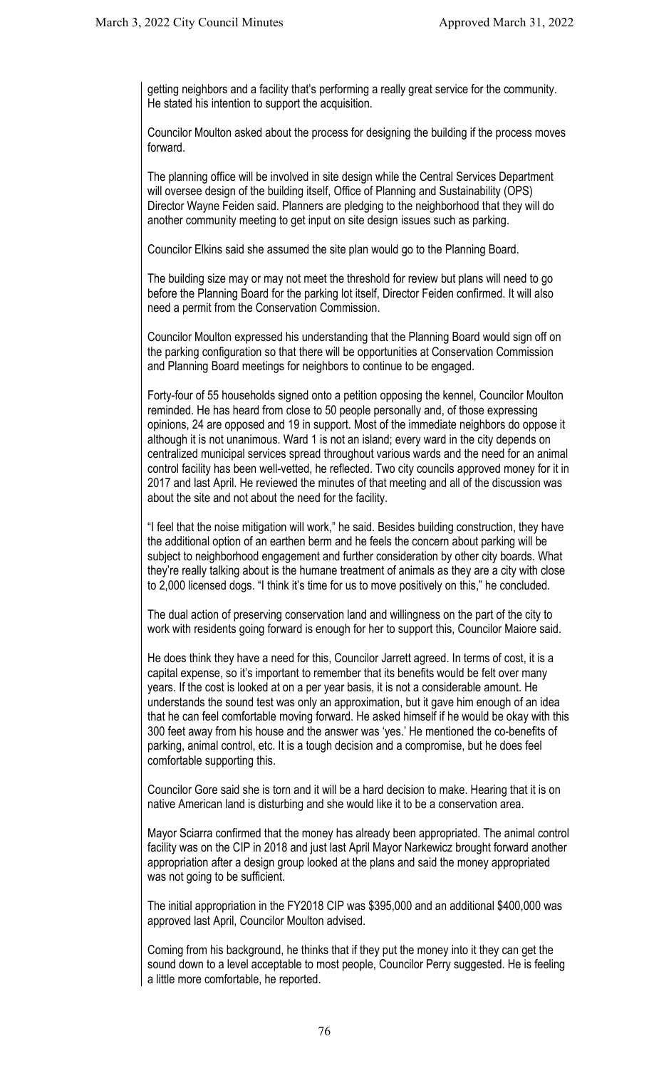getting neighbors and a facility that's performing a really great service for the community. He stated his intention to support the acquisition.

Councilor Moulton asked about the process for designing the building if the process moves forward.

The planning office will be involved in site design while the Central Services Department will oversee design of the building itself, Office of Planning and Sustainability (OPS) Director Wayne Feiden said. Planners are pledging to the neighborhood that they will do another community meeting to get input on site design issues such as parking.

Councilor Elkins said she assumed the site plan would go to the Planning Board.

The building size may or may not meet the threshold for review but plans will need to go before the Planning Board for the parking lot itself, Director Feiden confirmed. It will also need a permit from the Conservation Commission.

Councilor Moulton expressed his understanding that the Planning Board would sign off on the parking configuration so that there will be opportunities at Conservation Commission and Planning Board meetings for neighbors to continue to be engaged.

Forty-four of 55 households signed onto a petition opposing the kennel, Councilor Moulton reminded. He has heard from close to 50 people personally and, of those expressing opinions, 24 are opposed and 19 in support. Most of the immediate neighbors do oppose it although it is not unanimous. Ward 1 is not an island; every ward in the city depends on centralized municipal services spread throughout various wards and the need for an animal control facility has been well-vetted, he reflected. Two city councils approved money for it in 2017 and last April. He reviewed the minutes of that meeting and all of the discussion was about the site and not about the need for the facility.

"I feel that the noise mitigation will work," he said. Besides building construction, they have the additional option of an earthen berm and he feels the concern about parking will be subject to neighborhood engagement and further consideration by other city boards. What they're really talking about is the humane treatment of animals as they are a city with close to 2,000 licensed dogs. "I think it's time for us to move positively on this," he concluded.

The dual action of preserving conservation land and willingness on the part of the city to work with residents going forward is enough for her to support this, Councilor Maiore said.

He does think they have a need for this, Councilor Jarrett agreed. In terms of cost, it is a capital expense, so it's important to remember that its benefits would be felt over many years. If the cost is looked at on a per year basis, it is not a considerable amount. He understands the sound test was only an approximation, but it gave him enough of an idea that he can feel comfortable moving forward. He asked himself if he would be okay with this 300 feet away from his house and the answer was 'yes.' He mentioned the co-benefits of parking, animal control, etc. It is a tough decision and a compromise, but he does feel comfortable supporting this.

Councilor Gore said she is torn and it will be a hard decision to make. Hearing that it is on native American land is disturbing and she would like it to be a conservation area.

Mayor Sciarra confirmed that the money has already been appropriated. The animal control facility was on the CIP in 2018 and just last April Mayor Narkewicz brought forward another appropriation after a design group looked at the plans and said the money appropriated was not going to be sufficient.

The initial appropriation in the FY2018 CIP was $395,000 and an additional $400,000 was approved last April, Councilor Moulton advised.

Coming from his background, he thinks that if they put the money into it they can get the sound down to a level acceptable to most people, Councilor Perry suggested. He is feeling a little more comfortable, he reported.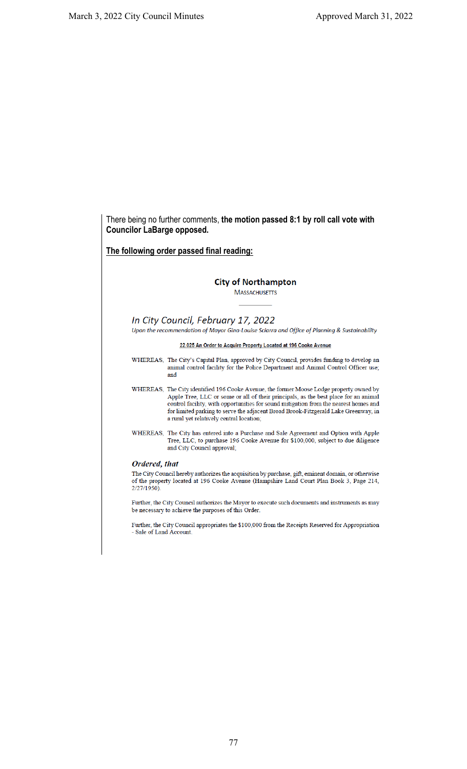There being no further comments, **the motion passed 8:1 by roll call vote with Councilor LaBarge opposed.**

**The following order passed final reading:**

**City of Northampton**

MASSACHUSETTS

*In City Council, February 17, 2022*

*Upon the recommendation of Mayor Gina-Louise Sciarra and Office of Planning & Sustainability*

**22.025 An Order to Acquire Property Located at 196 Cooke Avenue**

WHEREAS, The City's Capital Plan, approved by City Council, provides funding to develop an animal control facility for the Police Department and Animal Control Officer use; and

WHEREAS, The City identified 196 Cooke Avenue, the former Moose Lodge property owned by Apple Tree, LLC or some or all of their principals, as the best place for an animal control facility, with opportunities for sound mitigation from the nearest homes and for limited parking to serve the adjacent Broad Brook-Fitzgerald Lake Greenway, in a rural yet relatively central location;

WHEREAS, The City has entered into a Purchase and Sale Agreement and Option with Apple Tree, LLC, to purchase 196 Cooke Avenue for $100,000, subject to due diligence and City Council approval;

***Ordered, that***

The City Council hereby authorizes the acquisition by purchase, gift, eminent domain, or otherwise of the property located at 196 Cooke Avenue (Hampshire Land Court Plan Book 3, Page 214, 2/27/1950).

Further, the City Council authorizes the Mayor to execute such documents and instruments as may be necessary to achieve the purposes of this Order.

Further, the City Council appropriates the $100,000 from the Receipts Reserved for Appropriation - Sale of Land Account.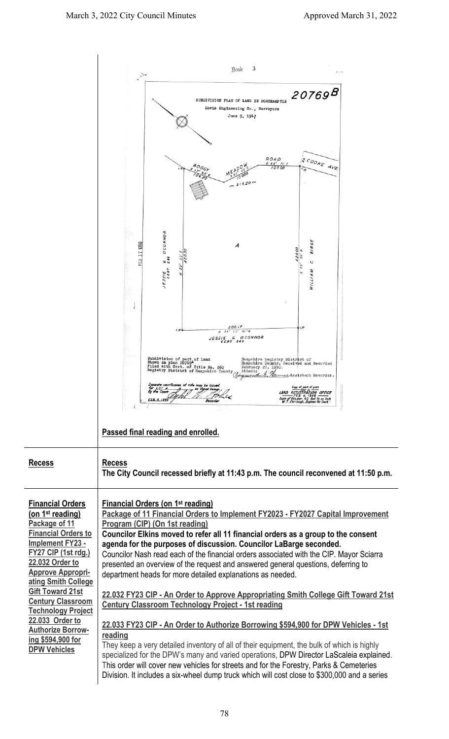Book 3

# 20769B

SUBDIVISION PLAN OF LAND IN NORTHAMPTON
Davis Engineering Co., Surveyors
June 5, 1947

BOGGY MEADOW ROAD

COOKE AVE

A

JESSIE G. O'CONNOR CERT 260

WILLIAM C. BIRGE

JESSIE G. O'CONNOR CERT 260

Subdivision of part of land Shown on plan 20769A Filed with Cert. of Title No. 260 Registry District of Hampshire County

Hampshire Registry District of Hampshire County. Received and Recorded February 27, 1950. Attest: Assistant Recorder.

Separate certificates of title may be issued for LOT A as shown hereon. By the Court FEB. 4, 1949 Recorder.

Copy of part of plan LAND REGISTRATION OFFICE FEB. 4, 1949 Scale of this plan 50 feet to an inch W.T. Fairclough, Engineer for Court

**Passed final reading and enrolled.**

| | |
|---|---|
| **Recess** | **Recess**<br>**The City Council recessed briefly at 11:43 p.m. The council reconvened at 11:50 p.m.** |
| **Financial Orders (on 1st reading)**<br>**Package of 11 Financial Orders to Implement FY23 - FY27 CIP (1st rdg.)**<br>**22.032 Order to Approve Appropriating Smith College Gift Toward 21st Century Classroom Technology Project**<br>**22.033 Order to Authorize Borrowing $594,900 for DPW Vehicles** | **Financial Orders (on 1st reading)**<br>**Package of 11 Financial Orders to Implement FY2023 - FY2027 Capital Improvement Program (CIP) (On 1st reading)**<br>**Councilor Elkins moved to refer all 11 financial orders as a group to the consent agenda for the purposes of discussion. Councilor LaBarge seconded.**<br>Councilor Nash read each of the financial orders associated with the CIP. Mayor Sciarra presented an overview of the request and answered general questions, deferring to department heads for more detailed explanations as needed.<br><br>**22.032 FY23 CIP - An Order to Approve Appropriating Smith College Gift Toward 21st Century Classroom Technology Project - 1st reading**<br><br>**22.033 FY23 CIP - An Order to Authorize Borrowing $594,900 for DPW Vehicles - 1st reading**<br>They keep a very detailed inventory of all of their equipment, the bulk of which is highly specialized for the DPW's many and varied operations, DPW Director LaScaleia explained. This order will cover new vehicles for streets and for the Forestry, Parks & Cemeteries Division. It includes a six-wheel dump truck which will cost close to $300,000 and a series |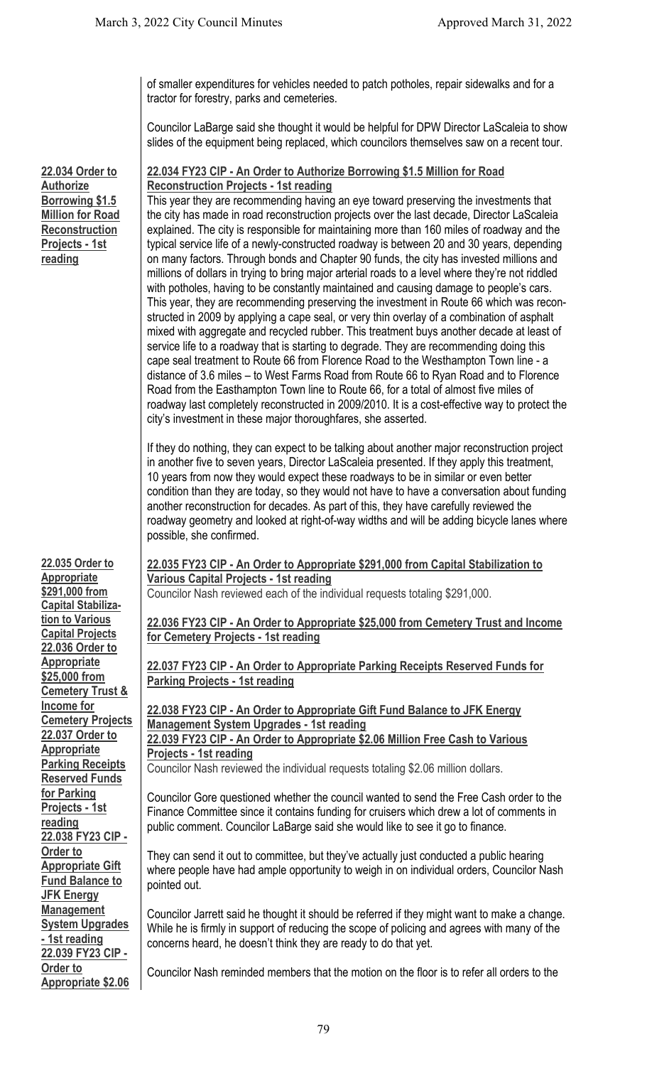of smaller expenditures for vehicles needed to patch potholes, repair sidewalks and for a tractor for forestry, parks and cemeteries.

Councilor LaBarge said she thought it would be helpful for DPW Director LaScaleia to show slides of the equipment being replaced, which councilors themselves saw on a recent tour.

**22.034 Order to Authorize Borrowing $1.5 Million for Road Reconstruction Projects - 1st reading**

**22.034 FY23 CIP - An Order to Authorize Borrowing $1.5 Million for Road Reconstruction Projects - 1st reading**

This year they are recommending having an eye toward preserving the investments that the city has made in road reconstruction projects over the last decade, Director LaScaleia explained. The city is responsible for maintaining more than 160 miles of roadway and the typical service life of a newly-constructed roadway is between 20 and 30 years, depending on many factors. Through bonds and Chapter 90 funds, the city has invested millions and millions of dollars in trying to bring major arterial roads to a level where they're not riddled with potholes, having to be constantly maintained and causing damage to people's cars. This year, they are recommending preserving the investment in Route 66 which was reconstructed in 2009 by applying a cape seal, or very thin overlay of a combination of asphalt mixed with aggregate and recycled rubber. This treatment buys another decade at least of service life to a roadway that is starting to degrade. They are recommending doing this cape seal treatment to Route 66 from Florence Road to the Westhampton Town line - a distance of 3.6 miles – to West Farms Road from Route 66 to Ryan Road and to Florence Road from the Easthampton Town line to Route 66, for a total of almost five miles of roadway last completely reconstructed in 2009/2010. It is a cost-effective way to protect the city's investment in these major thoroughfares, she asserted.

If they do nothing, they can expect to be talking about another major reconstruction project in another five to seven years, Director LaScaleia presented. If they apply this treatment, 10 years from now they would expect these roadways to be in similar or even better condition than they are today, so they would not have to have a conversation about funding another reconstruction for decades. As part of this, they have carefully reviewed the roadway geometry and looked at right-of-way widths and will be adding bicycle lanes where possible, she confirmed.

**22.035 Order to Appropriate $291,000 from Capital Stabilization to Various Capital Projects**
**22.036 Order to Appropriate $25,000 from Cemetery Trust & Income for Cemetery Projects**
**22.037 Order to Appropriate Parking Receipts Reserved Funds for Parking Projects - 1st reading**
**22.038 FY23 CIP - Order to Appropriate Gift Fund Balance to JFK Energy Management System Upgrades - 1st reading**
**22.039 FY23 CIP - Order to Appropriate $2.06**

**22.035 FY23 CIP - An Order to Appropriate $291,000 from Capital Stabilization to Various Capital Projects - 1st reading**

Councilor Nash reviewed each of the individual requests totaling $291,000.

**22.036 FY23 CIP - An Order to Appropriate $25,000 from Cemetery Trust and Income for Cemetery Projects - 1st reading**

**22.037 FY23 CIP - An Order to Appropriate Parking Receipts Reserved Funds for Parking Projects - 1st reading**

**22.038 FY23 CIP - An Order to Appropriate Gift Fund Balance to JFK Energy Management System Upgrades - 1st reading**

**22.039 FY23 CIP - An Order to Appropriate $2.06 Million Free Cash to Various Projects - 1st reading**

Councilor Nash reviewed the individual requests totaling $2.06 million dollars.

Councilor Gore questioned whether the council wanted to send the Free Cash order to the Finance Committee since it contains funding for cruisers which drew a lot of comments in public comment. Councilor LaBarge said she would like to see it go to finance.

They can send it out to committee, but they've actually just conducted a public hearing where people have had ample opportunity to weigh in on individual orders, Councilor Nash pointed out.

Councilor Jarrett said he thought it should be referred if they might want to make a change. While he is firmly in support of reducing the scope of policing and agrees with many of the concerns heard, he doesn't think they are ready to do that yet.

Councilor Nash reminded members that the motion on the floor is to refer all orders to the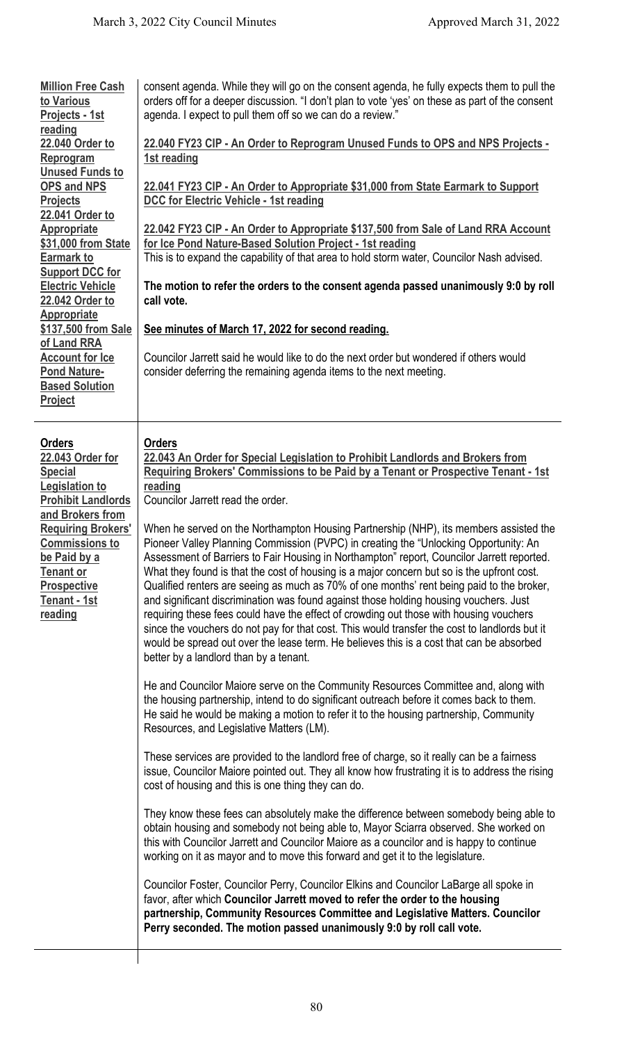| | |
|---|---|
| **Million Free Cash to Various Projects - 1st reading** **22.040 Order to Reprogram Unused Funds to OPS and NPS Projects** **22.041 Order to Appropriate $31,000 from State Earmark to Support DCC for Electric Vehicle** **22.042 Order to Appropriate $137,500 from Sale of Land RRA Account for Ice Pond Nature-Based Solution Project** | consent agenda. While they will go on the consent agenda, he fully expects them to pull the orders off for a deeper discussion. "I don't plan to vote 'yes' on these as part of the consent agenda. I expect to pull them off so we can do a review." |

**22.040 FY23 CIP - An Order to Reprogram Unused Funds to OPS and NPS Projects - 1st reading**

**22.041 FY23 CIP - An Order to Appropriate $31,000 from State Earmark to Support DCC for Electric Vehicle - 1st reading**

**22.042 FY23 CIP - An Order to Appropriate $137,500 from Sale of Land RRA Account for Ice Pond Nature-Based Solution Project - 1st reading**

This is to expand the capability of that area to hold storm water, Councilor Nash advised.

**The motion to refer the orders to the consent agenda passed unanimously 9:0 by roll call vote.**

**See minutes of March 17, 2022 for second reading.**

Councilor Jarrett said he would like to do the next order but wondered if others would consider deferring the remaining agenda items to the next meeting.

## Orders

**22.043 Order for Special Legislation to Prohibit Landlords and Brokers from Requiring Brokers' Commissions to be Paid by a Tenant or Prospective Tenant - 1st reading**

**22.043 An Order for Special Legislation to Prohibit Landlords and Brokers from Requiring Brokers' Commissions to be Paid by a Tenant or Prospective Tenant - 1st reading**

Councilor Jarrett read the order.

When he served on the Northampton Housing Partnership (NHP), its members assisted the Pioneer Valley Planning Commission (PVPC) in creating the "Unlocking Opportunity: An Assessment of Barriers to Fair Housing in Northampton" report, Councilor Jarrett reported. What they found is that the cost of housing is a major concern but so is the upfront cost. Qualified renters are seeing as much as 70% of one months' rent being paid to the broker, and significant discrimination was found against those holding housing vouchers. Just requiring these fees could have the effect of crowding out those with housing vouchers since the vouchers do not pay for that cost. This would transfer the cost to landlords but it would be spread out over the lease term. He believes this is a cost that can be absorbed better by a landlord than by a tenant.

He and Councilor Maiore serve on the Community Resources Committee and, along with the housing partnership, intend to do significant outreach before it comes back to them. He said he would be making a motion to refer it to the housing partnership, Community Resources, and Legislative Matters (LM).

These services are provided to the landlord free of charge, so it really can be a fairness issue, Councilor Maiore pointed out. They all know how frustrating it is to address the rising cost of housing and this is one thing they can do.

They know these fees can absolutely make the difference between somebody being able to obtain housing and somebody not being able to, Mayor Sciarra observed. She worked on this with Councilor Jarrett and Councilor Maiore as a councilor and is happy to continue working on it as mayor and to move this forward and get it to the legislature.

Councilor Foster, Councilor Perry, Councilor Elkins and Councilor LaBarge all spoke in favor, after which **Councilor Jarrett moved to refer the order to the housing partnership, Community Resources Committee and Legislative Matters. Councilor Perry seconded. The motion passed unanimously 9:0 by roll call vote.**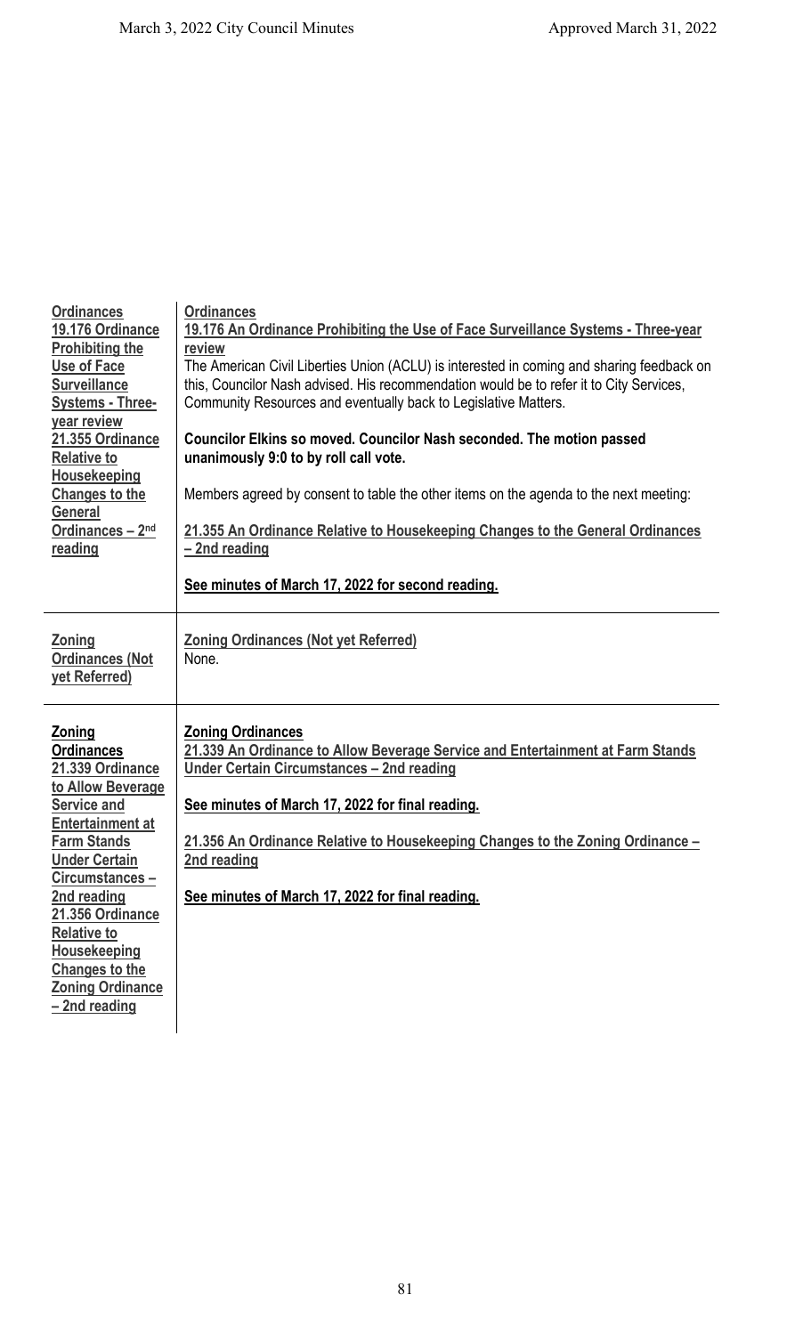| | |
|---|---|
| **Ordinances**<br>**19.176 Ordinance Prohibiting the Use of Face Surveillance Systems - Three-year review**<br>**21.355 Ordinance Relative to Housekeeping Changes to the General Ordinances – 2nd reading** | **Ordinances**<br>**19.176 An Ordinance Prohibiting the Use of Face Surveillance Systems - Three-year review**<br>The American Civil Liberties Union (ACLU) is interested in coming and sharing feedback on this, Councilor Nash advised. His recommendation would be to refer it to City Services, Community Resources and eventually back to Legislative Matters.<br><br>**Councilor Elkins so moved. Councilor Nash seconded. The motion passed unanimously 9:0 to by roll call vote.**<br><br>Members agreed by consent to table the other items on the agenda to the next meeting:<br><br>**21.355 An Ordinance Relative to Housekeeping Changes to the General Ordinances – 2nd reading**<br><br>**See minutes of March 17, 2022 for second reading.** |
| **Zoning Ordinances (Not yet Referred)** | **Zoning Ordinances (Not yet Referred)**<br>None. |
| **Zoning Ordinances**<br>**21.339 Ordinance to Allow Beverage Service and Entertainment at Farm Stands Under Certain Circumstances – 2nd reading**<br>**21.356 Ordinance Relative to Housekeeping Changes to the Zoning Ordinance – 2nd reading** | **Zoning Ordinances**<br>**21.339 An Ordinance to Allow Beverage Service and Entertainment at Farm Stands Under Certain Circumstances – 2nd reading**<br><br>**See minutes of March 17, 2022 for final reading.**<br><br>**21.356 An Ordinance Relative to Housekeeping Changes to the Zoning Ordinance – 2nd reading**<br><br>**See minutes of March 17, 2022 for final reading.** |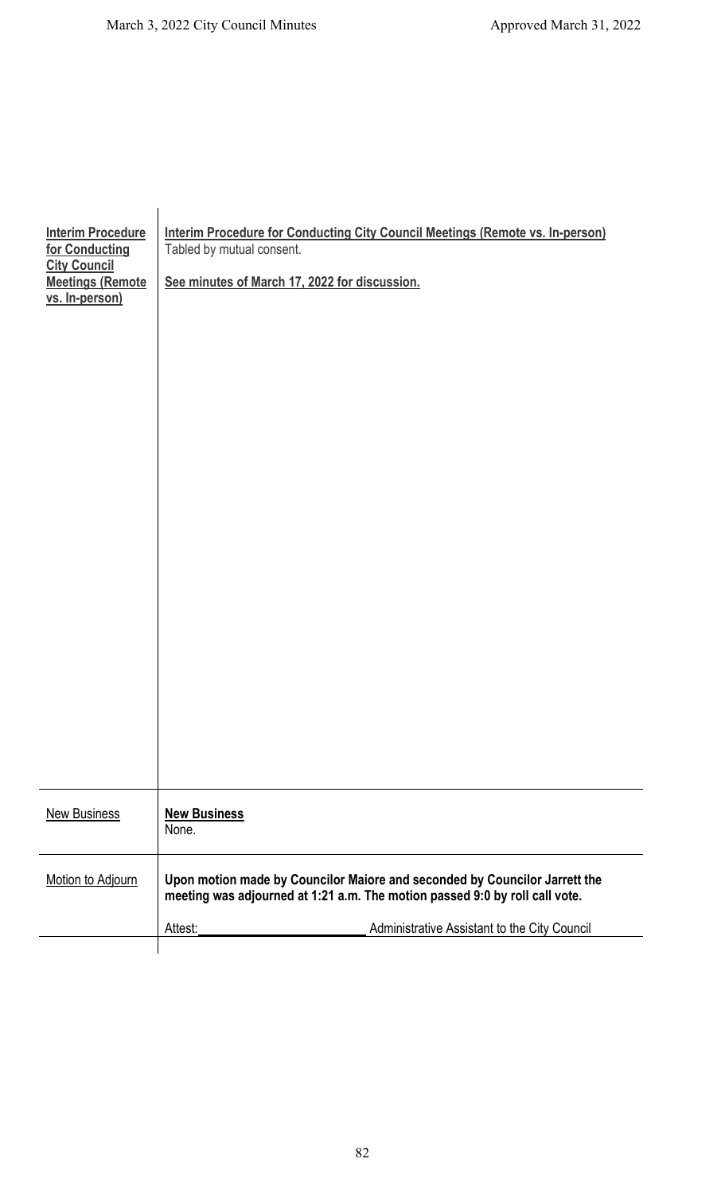| | |
|---|---|
| **Interim Procedure for Conducting City Council Meetings (Remote vs. In-person)** | **Interim Procedure for Conducting City Council Meetings (Remote vs. In-person)**<br>Tabled by mutual consent.<br><br>**See minutes of March 17, 2022 for discussion.** |
| New Business | **New Business**<br>None. |
| Motion to Adjourn | **Upon motion made by Councilor Maiore and seconded by Councilor Jarrett the meeting was adjourned at 1:21 a.m. The motion passed 9:0 by roll call vote.**<br><br>Attest:________________________ Administrative Assistant to the City Council |